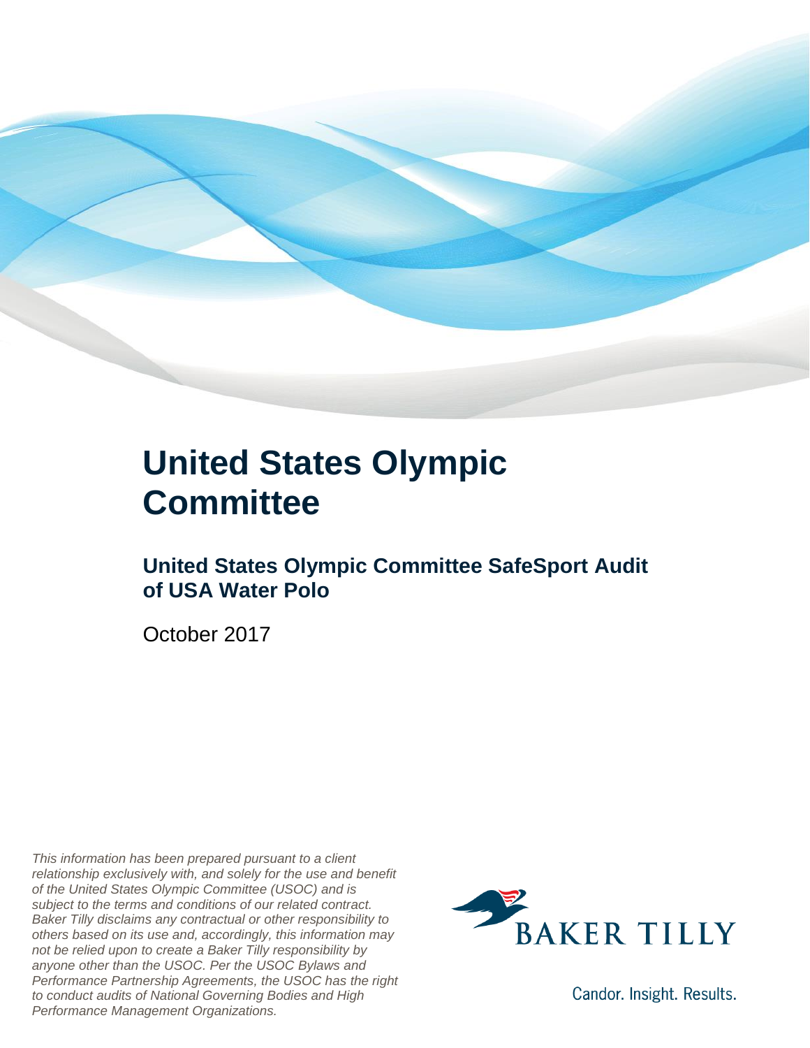# United States Olympic Committee

## United States Olympic Committee SafeSport Audit of USA Water Polo

October 2017

*This information has been prepared pursuant to a client relationship exclusively with, and solely for the use and benefit of the United States Olympic Committee (USOC) and is subject to the terms and conditions of our related contract. Baker Tilly disclaims any contractual or other responsibility to others based on its use and, accordingly, this information may not be relied upon to create a Baker Tilly responsibility by anyone other than the USOC. Per the USOC Bylaws and Performance Partnership Agreements, the USOC has the right to conduct audits of National Governing Bodies and High Performance Management Organizations.*

BAKER TILLY

Candor. Insight. Results.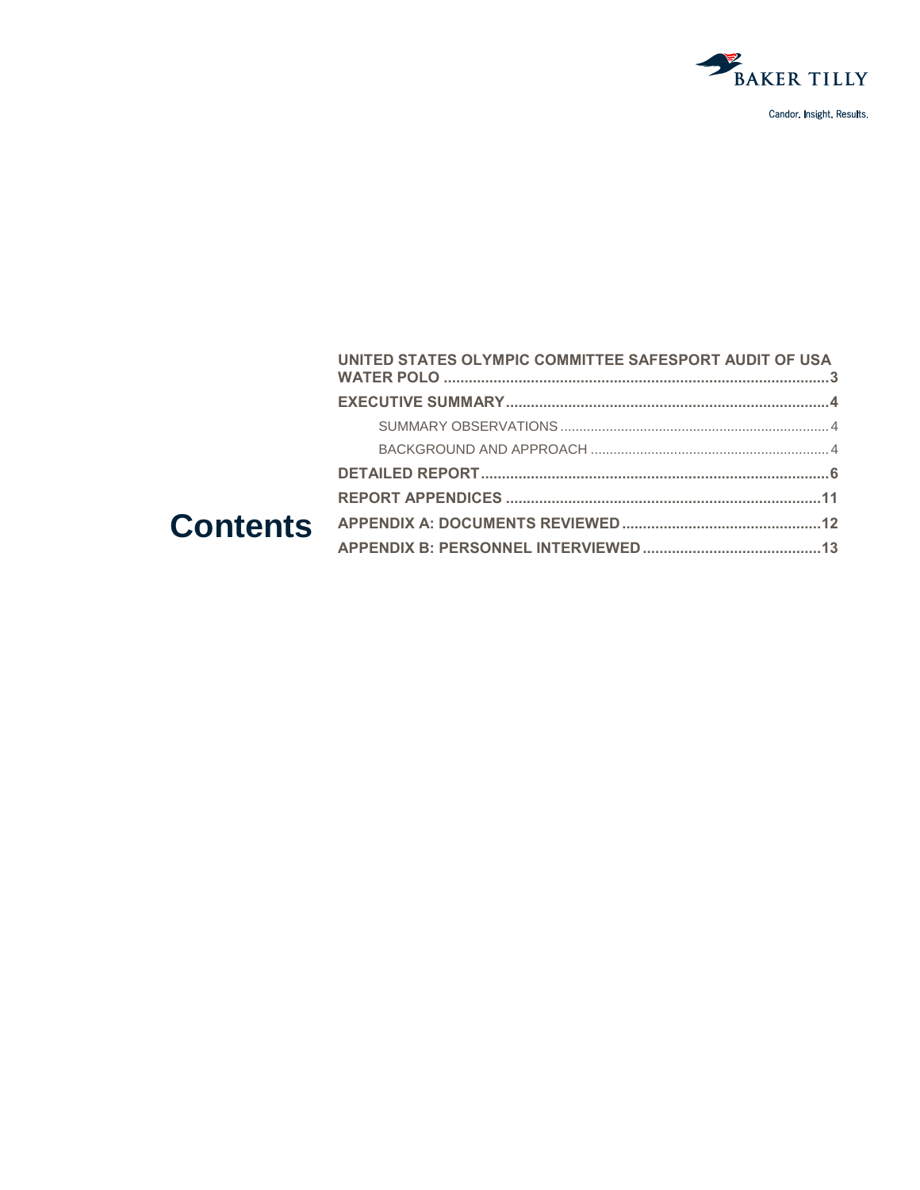# Contents

UNITED STATES OLYMPIC COMMITTEE SAFESPORT AUDIT OF USA WATER POLO .......... 3

EXECUTIVE SUMMARY .......... 4

- SUMMARY OBSERVATIONS .......... 4
- BACKGROUND AND APPROACH .......... 4

DETAILED REPORT .......... 6

REPORT APPENDICES .......... 11

APPENDIX A: DOCUMENTS REVIEWED .......... 12

APPENDIX B: PERSONNEL INTERVIEWED .......... 13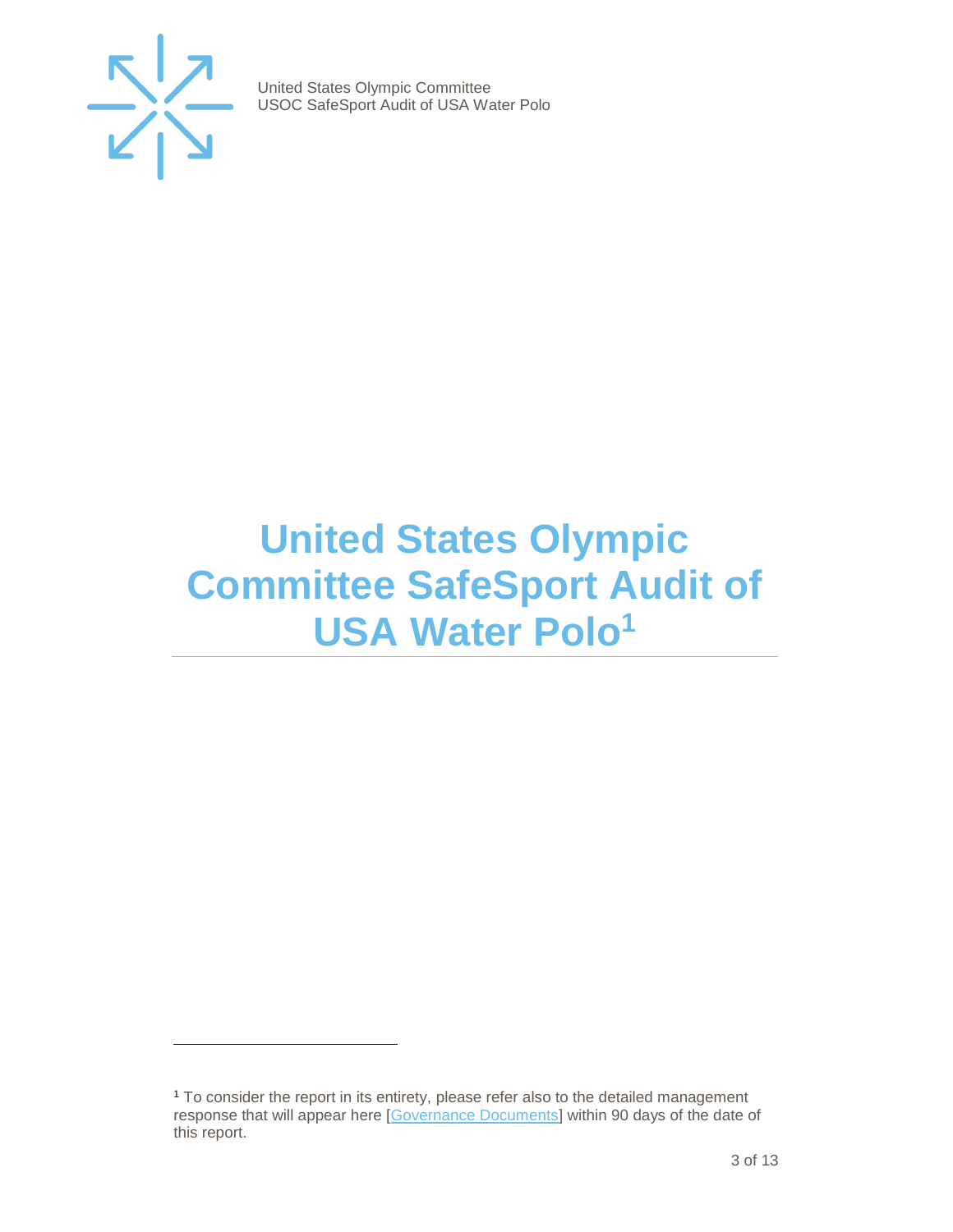# United States Olympic Committee SafeSport Audit of USA Water Polo[1]

[1] To consider the report in its entirety, please refer also to the detailed management response that will appear here [Governance Documents] within 90 days of the date of this report.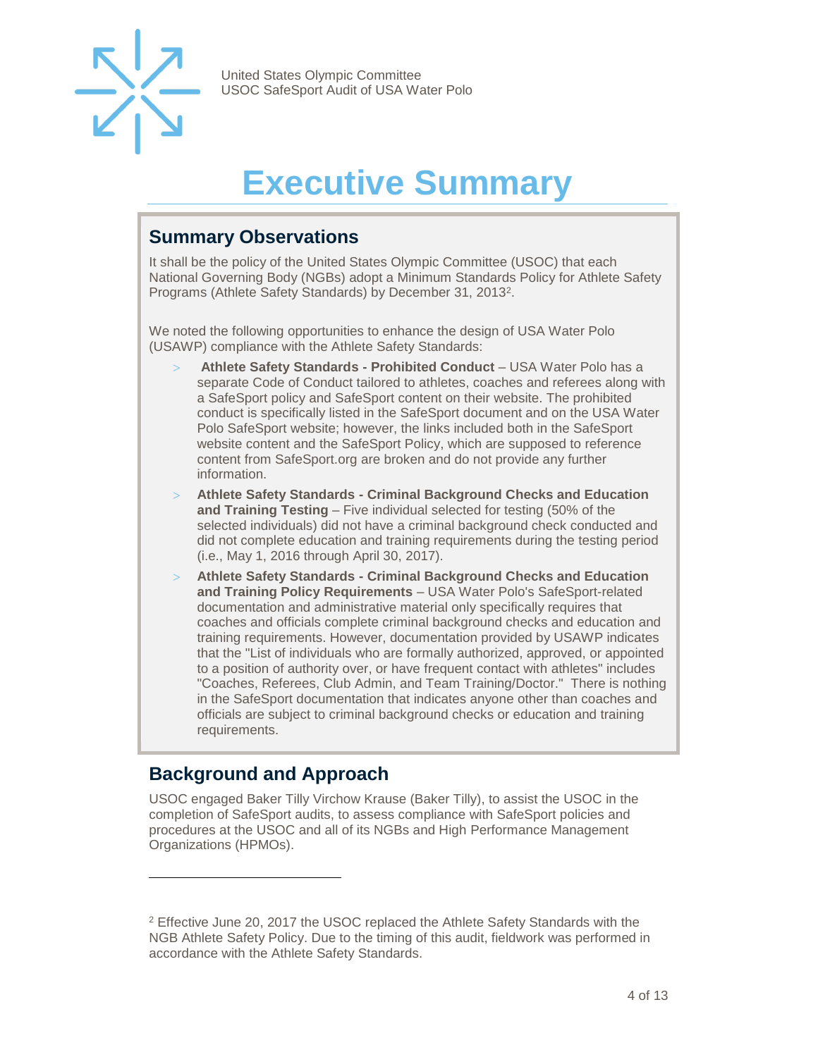# Executive Summary

## Summary Observations

It shall be the policy of the United States Olympic Committee (USOC) that each National Governing Body (NGBs) adopt a Minimum Standards Policy for Athlete Safety Programs (Athlete Safety Standards) by December 31, 2013[2].

We noted the following opportunities to enhance the design of USA Water Polo (USAWP) compliance with the Athlete Safety Standards:

- **Athlete Safety Standards - Prohibited Conduct** – USA Water Polo has a separate Code of Conduct tailored to athletes, coaches and referees along with a SafeSport policy and SafeSport content on their website. The prohibited conduct is specifically listed in the SafeSport document and on the USA Water Polo SafeSport website; however, the links included both in the SafeSport website content and the SafeSport Policy, which are supposed to reference content from SafeSport.org are broken and do not provide any further information.
- **Athlete Safety Standards - Criminal Background Checks and Education and Training Testing** – Five individual selected for testing (50% of the selected individuals) did not have a criminal background check conducted and did not complete education and training requirements during the testing period (i.e., May 1, 2016 through April 30, 2017).
- **Athlete Safety Standards - Criminal Background Checks and Education and Training Policy Requirements** – USA Water Polo's SafeSport-related documentation and administrative material only specifically requires that coaches and officials complete criminal background checks and education and training requirements. However, documentation provided by USAWP indicates that the "List of individuals who are formally authorized, approved, or appointed to a position of authority over, or have frequent contact with athletes" includes "Coaches, Referees, Club Admin, and Team Training/Doctor." There is nothing in the SafeSport documentation that indicates anyone other than coaches and officials are subject to criminal background checks or education and training requirements.

## Background and Approach

USOC engaged Baker Tilly Virchow Krause (Baker Tilly), to assist the USOC in the completion of SafeSport audits, to assess compliance with SafeSport policies and procedures at the USOC and all of its NGBs and High Performance Management Organizations (HPMOs).

---

[2] Effective June 20, 2017 the USOC replaced the Athlete Safety Standards with the NGB Athlete Safety Policy. Due to the timing of this audit, fieldwork was performed in accordance with the Athlete Safety Standards.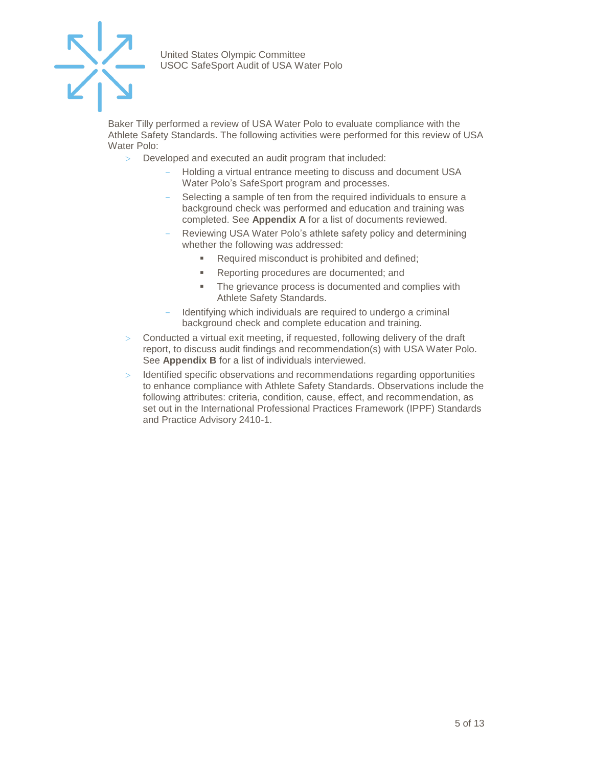Baker Tilly performed a review of USA Water Polo to evaluate compliance with the Athlete Safety Standards. The following activities were performed for this review of USA Water Polo:

- Developed and executed an audit program that included:
  - Holding a virtual entrance meeting to discuss and document USA Water Polo's SafeSport program and processes.
  - Selecting a sample of ten from the required individuals to ensure a background check was performed and education and training was completed. See **Appendix A** for a list of documents reviewed.
  - Reviewing USA Water Polo's athlete safety policy and determining whether the following was addressed:
    - Required misconduct is prohibited and defined;
    - Reporting procedures are documented; and
    - The grievance process is documented and complies with Athlete Safety Standards.
  - Identifying which individuals are required to undergo a criminal background check and complete education and training.
- Conducted a virtual exit meeting, if requested, following delivery of the draft report, to discuss audit findings and recommendation(s) with USA Water Polo. See **Appendix B** for a list of individuals interviewed.
- Identified specific observations and recommendations regarding opportunities to enhance compliance with Athlete Safety Standards. Observations include the following attributes: criteria, condition, cause, effect, and recommendation, as set out in the International Professional Practices Framework (IPPF) Standards and Practice Advisory 2410-1.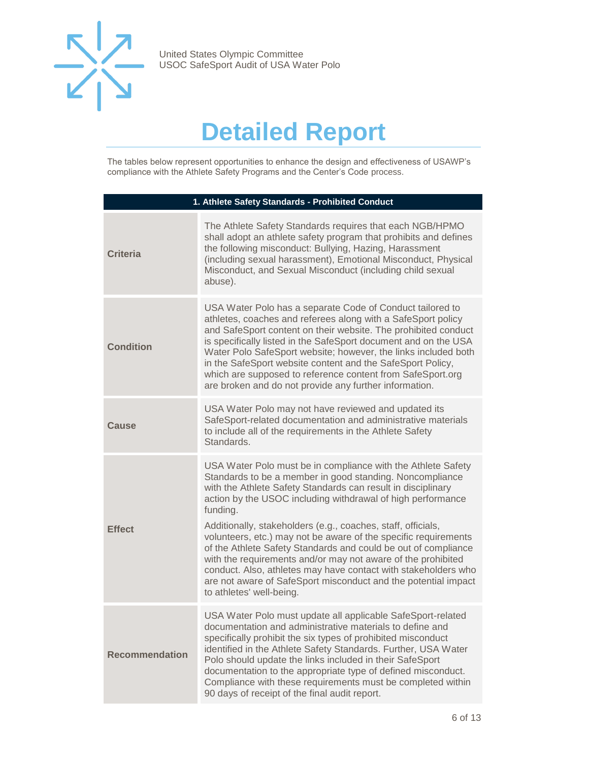# Detailed Report

The tables below represent opportunities to enhance the design and effectiveness of USAWP's compliance with the Athlete Safety Programs and the Center's Code process.

| 1. Athlete Safety Standards - Prohibited Conduct | |
|---|---|
| **Criteria** | The Athlete Safety Standards requires that each NGB/HPMO shall adopt an athlete safety program that prohibits and defines the following misconduct: Bullying, Hazing, Harassment (including sexual harassment), Emotional Misconduct, Physical Misconduct, and Sexual Misconduct (including child sexual abuse). |
| **Condition** | USA Water Polo has a separate Code of Conduct tailored to athletes, coaches and referees along with a SafeSport policy and SafeSport content on their website. The prohibited conduct is specifically listed in the SafeSport document and on the USA Water Polo SafeSport website; however, the links included both in the SafeSport website content and the SafeSport Policy, which are supposed to reference content from SafeSport.org are broken and do not provide any further information. |
| **Cause** | USA Water Polo may not have reviewed and updated its SafeSport-related documentation and administrative materials to include all of the requirements in the Athlete Safety Standards. |
| **Effect** | USA Water Polo must be in compliance with the Athlete Safety Standards to be a member in good standing. Noncompliance with the Athlete Safety Standards can result in disciplinary action by the USOC including withdrawal of high performance funding.<br><br>Additionally, stakeholders (e.g., coaches, staff, officials, volunteers, etc.) may not be aware of the specific requirements of the Athlete Safety Standards and could be out of compliance with the requirements and/or may not aware of the prohibited conduct. Also, athletes may have contact with stakeholders who are not aware of SafeSport misconduct and the potential impact to athletes' well-being. |
| **Recommendation** | USA Water Polo must update all applicable SafeSport-related documentation and administrative materials to define and specifically prohibit the six types of prohibited misconduct identified in the Athlete Safety Standards. Further, USA Water Polo should update the links included in their SafeSport documentation to the appropriate type of defined misconduct. Compliance with these requirements must be completed within 90 days of receipt of the final audit report. |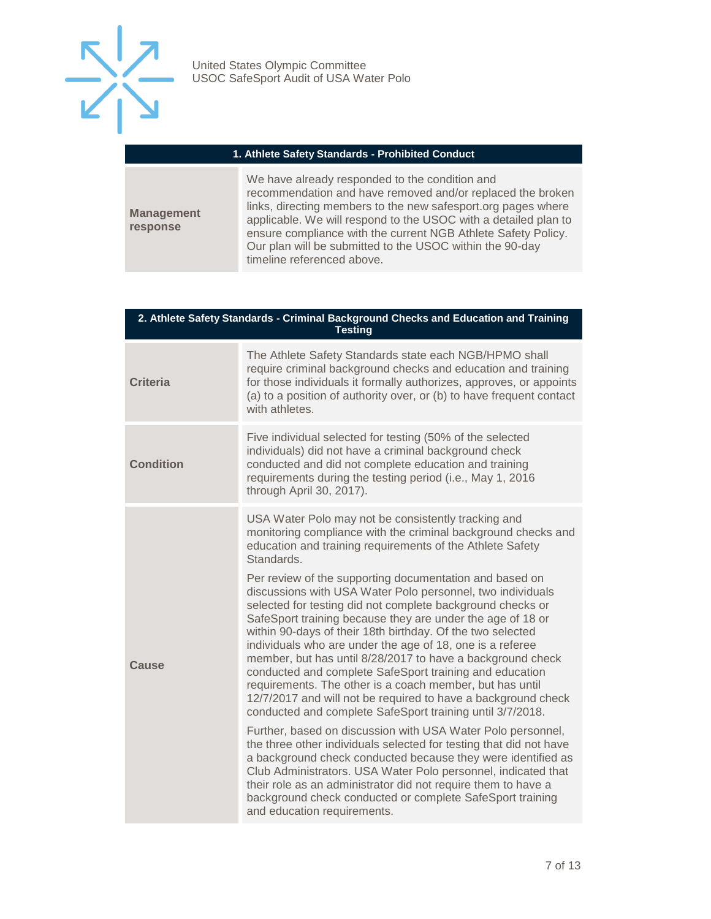| 1. Athlete Safety Standards - Prohibited Conduct | |
|---|---|
| **Management response** | We have already responded to the condition and recommendation and have removed and/or replaced the broken links, directing members to the new safesport.org pages where applicable. We will respond to the USOC with a detailed plan to ensure compliance with the current NGB Athlete Safety Policy. Our plan will be submitted to the USOC within the 90-day timeline referenced above. |

| 2. Athlete Safety Standards - Criminal Background Checks and Education and Training Testing | |
|---|---|
| **Criteria** | The Athlete Safety Standards state each NGB/HPMO shall require criminal background checks and education and training for those individuals it formally authorizes, approves, or appoints (a) to a position of authority over, or (b) to have frequent contact with athletes. |
| **Condition** | Five individual selected for testing (50% of the selected individuals) did not have a criminal background check conducted and did not complete education and training requirements during the testing period (i.e., May 1, 2016 through April 30, 2017). |
| **Cause** | USA Water Polo may not be consistently tracking and monitoring compliance with the criminal background checks and education and training requirements of the Athlete Safety Standards.<br><br>Per review of the supporting documentation and based on discussions with USA Water Polo personnel, two individuals selected for testing did not complete background checks or SafeSport training because they are under the age of 18 or within 90-days of their 18th birthday. Of the two selected individuals who are under the age of 18, one is a referee member, but has until 8/28/2017 to have a background check conducted and complete SafeSport training and education requirements. The other is a coach member, but has until 12/7/2017 and will not be required to have a background check conducted and complete SafeSport training until 3/7/2018.<br><br>Further, based on discussion with USA Water Polo personnel, the three other individuals selected for testing that did not have a background check conducted because they were identified as Club Administrators. USA Water Polo personnel, indicated that their role as an administrator did not require them to have a background check conducted or complete SafeSport training and education requirements. |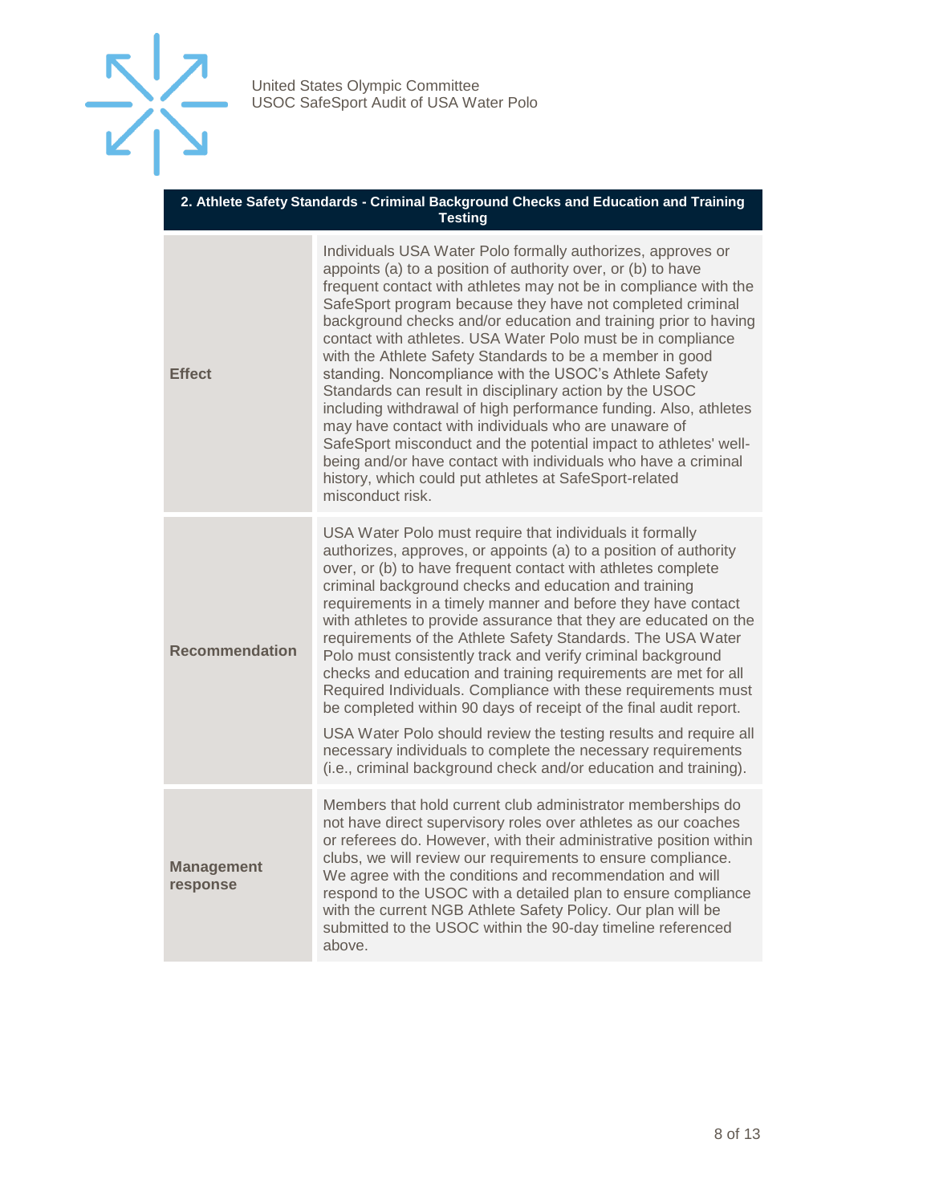| 2. Athlete Safety Standards - Criminal Background Checks and Education and Training Testing | |
|---|---|
| **Effect** | Individuals USA Water Polo formally authorizes, approves or appoints (a) to a position of authority over, or (b) to have frequent contact with athletes may not be in compliance with the SafeSport program because they have not completed criminal background checks and/or education and training prior to having contact with athletes. USA Water Polo must be in compliance with the Athlete Safety Standards to be a member in good standing. Noncompliance with the USOC's Athlete Safety Standards can result in disciplinary action by the USOC including withdrawal of high performance funding. Also, athletes may have contact with individuals who are unaware of SafeSport misconduct and the potential impact to athletes' well-being and/or have contact with individuals who have a criminal history, which could put athletes at SafeSport-related misconduct risk. |
| **Recommendation** | USA Water Polo must require that individuals it formally authorizes, approves, or appoints (a) to a position of authority over, or (b) to have frequent contact with athletes complete criminal background checks and education and training requirements in a timely manner and before they have contact with athletes to provide assurance that they are educated on the requirements of the Athlete Safety Standards. The USA Water Polo must consistently track and verify criminal background checks and education and training requirements are met for all Required Individuals. Compliance with these requirements must be completed within 90 days of receipt of the final audit report.<br><br>USA Water Polo should review the testing results and require all necessary individuals to complete the necessary requirements (i.e., criminal background check and/or education and training). |
| **Management response** | Members that hold current club administrator memberships do not have direct supervisory roles over athletes as our coaches or referees do. However, with their administrative position within clubs, we will review our requirements to ensure compliance. We agree with the conditions and recommendation and will respond to the USOC with a detailed plan to ensure compliance with the current NGB Athlete Safety Policy. Our plan will be submitted to the USOC within the 90-day timeline referenced above. |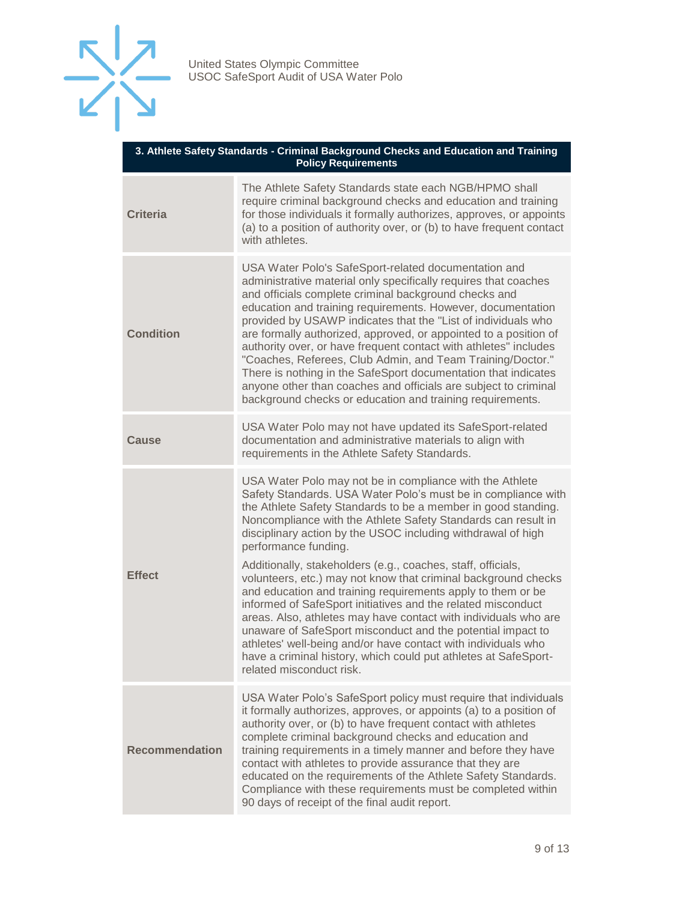| 3. Athlete Safety Standards - Criminal Background Checks and Education and Training Policy Requirements | |
|---|---|
| **Criteria** | The Athlete Safety Standards state each NGB/HPMO shall require criminal background checks and education and training for those individuals it formally authorizes, approves, or appoints (a) to a position of authority over, or (b) to have frequent contact with athletes. |
| **Condition** | USA Water Polo's SafeSport-related documentation and administrative material only specifically requires that coaches and officials complete criminal background checks and education and training requirements. However, documentation provided by USAWP indicates that the "List of individuals who are formally authorized, approved, or appointed to a position of authority over, or have frequent contact with athletes" includes "Coaches, Referees, Club Admin, and Team Training/Doctor." There is nothing in the SafeSport documentation that indicates anyone other than coaches and officials are subject to criminal background checks or education and training requirements. |
| **Cause** | USA Water Polo may not have updated its SafeSport-related documentation and administrative materials to align with requirements in the Athlete Safety Standards. |
| **Effect** | USA Water Polo may not be in compliance with the Athlete Safety Standards. USA Water Polo's must be in compliance with the Athlete Safety Standards to be a member in good standing. Noncompliance with the Athlete Safety Standards can result in disciplinary action by the USOC including withdrawal of high performance funding.<br><br>Additionally, stakeholders (e.g., coaches, staff, officials, volunteers, etc.) may not know that criminal background checks and education and training requirements apply to them or be informed of SafeSport initiatives and the related misconduct areas. Also, athletes may have contact with individuals who are unaware of SafeSport misconduct and the potential impact to athletes' well-being and/or have contact with individuals who have a criminal history, which could put athletes at SafeSport-related misconduct risk. |
| **Recommendation** | USA Water Polo's SafeSport policy must require that individuals it formally authorizes, approves, or appoints (a) to a position of authority over, or (b) to have frequent contact with athletes complete criminal background checks and education and training requirements in a timely manner and before they have contact with athletes to provide assurance that they are educated on the requirements of the Athlete Safety Standards. Compliance with these requirements must be completed within 90 days of receipt of the final audit report. |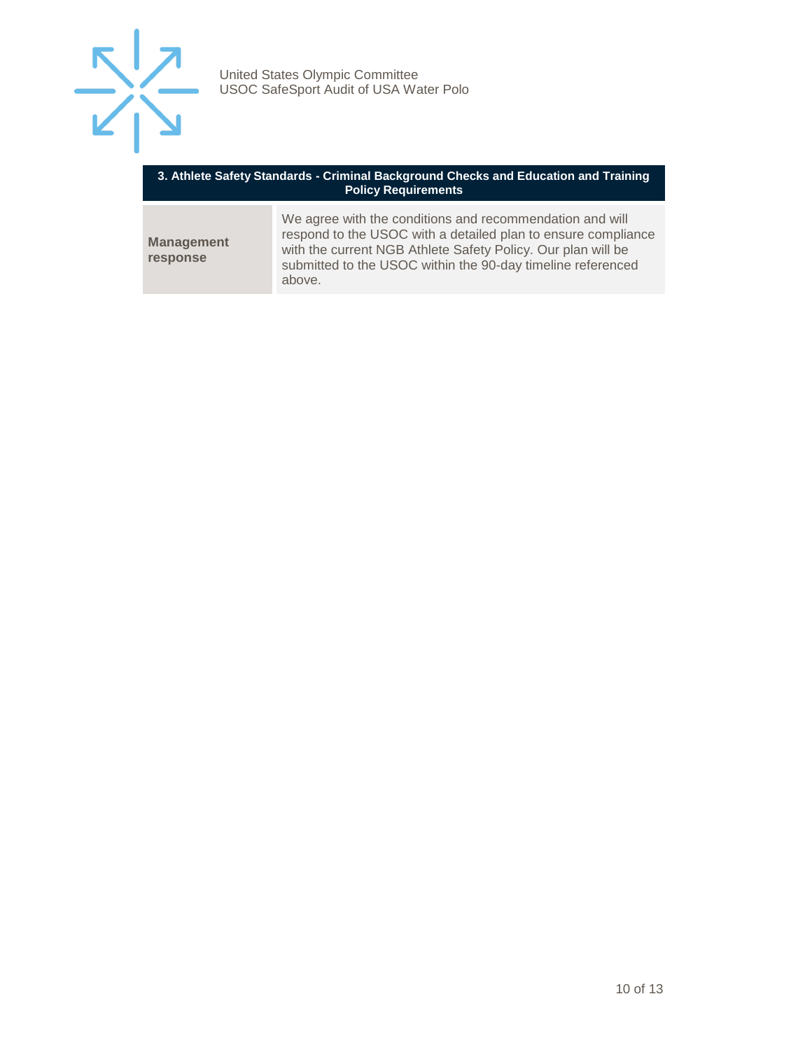| 3. Athlete Safety Standards - Criminal Background Checks and Education and Training Policy Requirements | |
|---|---|
| **Management response** | We agree with the conditions and recommendation and will respond to the USOC with a detailed plan to ensure compliance with the current NGB Athlete Safety Policy. Our plan will be submitted to the USOC within the 90-day timeline referenced above. |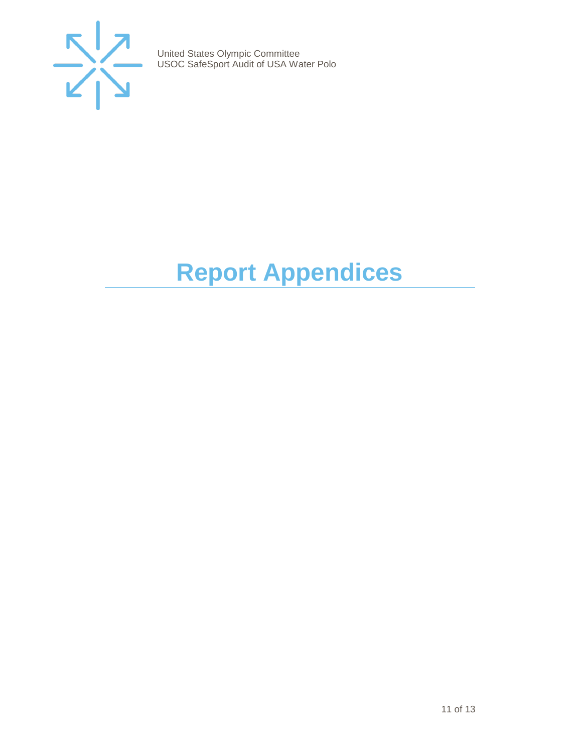# Report Appendices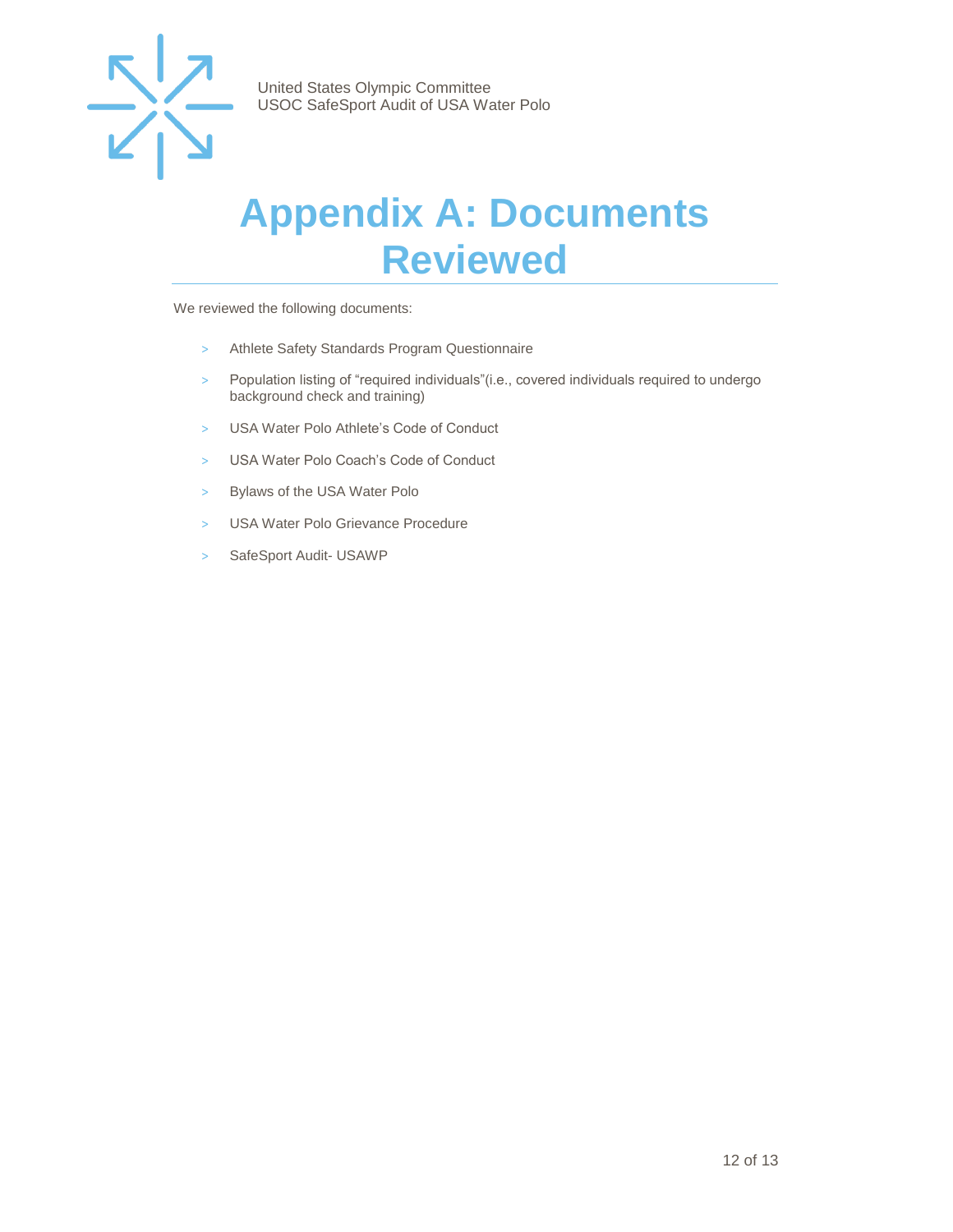# Appendix A: Documents Reviewed

We reviewed the following documents:

- Athlete Safety Standards Program Questionnaire
- Population listing of “required individuals”(i.e., covered individuals required to undergo background check and training)
- USA Water Polo Athlete’s Code of Conduct
- USA Water Polo Coach’s Code of Conduct
- Bylaws of the USA Water Polo
- USA Water Polo Grievance Procedure
- SafeSport Audit- USAWP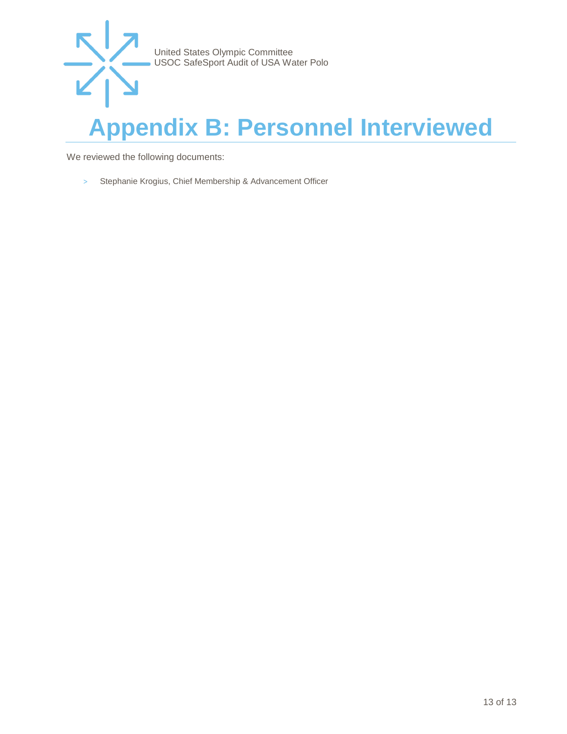# Appendix B: Personnel Interviewed

We reviewed the following documents:

- Stephanie Krogius, Chief Membership & Advancement Officer